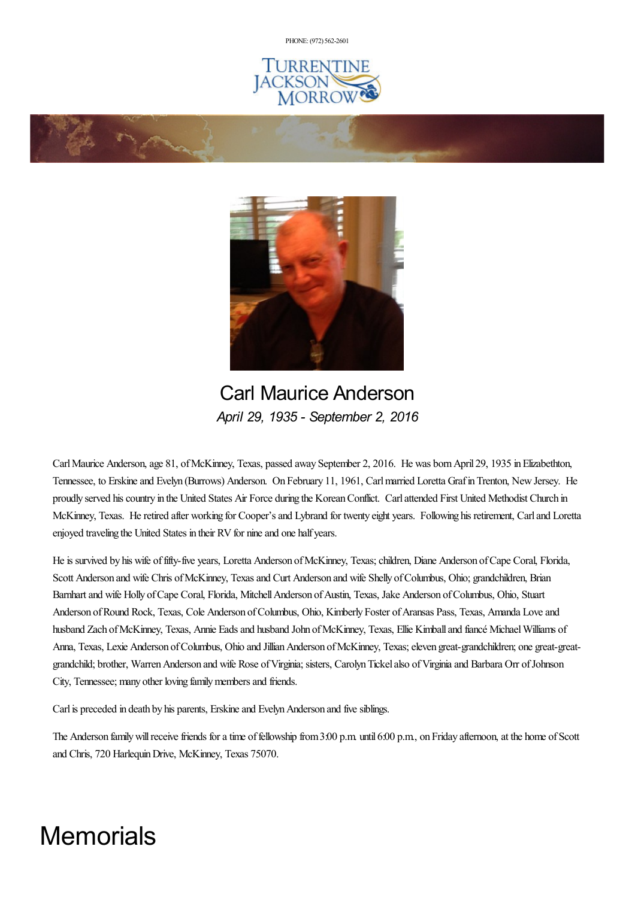PHONE: (972) 562-2601

# Carl Maurice Anderson

*April 29, 1935 - September 2, 2016*

Carl Maurice Anderson, age 81, of McKinney, Texas, passed away September 2, 2016. He was born April 29, 1935 in Elizabethton, Tennessee, to Erskine and Evelyn (Burrows) Anderson. On February 11, 1961, Carl married Loretta Graf in Trenton, New Jersey. He proudly served his country in the United States Air Force during the Korean Conflict. Carl attended First United Methodist Church in McKinney, Texas. He retired after working for Cooper's and Lybrand for twenty eight years. Following his retirement, Carl and Loretta enjoyed traveling the United States in their RV for nine and one half years.

He is survived by his wife of fifty-five years, Loretta Anderson of McKinney, Texas; children, Diane Anderson of Cape Coral, Florida, Scott Anderson and wife Chris of McKinney, Texas and Curt Anderson and wife Shelly of Columbus, Ohio; grandchildren, Brian Barnhart and wife Holly of Cape Coral, Florida, Mitchell Anderson of Austin, Texas, Jake Anderson of Columbus, Ohio, Stuart Anderson of Round Rock, Texas, Cole Anderson of Columbus, Ohio, Kimberly Foster of Aransas Pass, Texas, Amanda Love and husband Zach of McKinney, Texas, Annie Eads and husband John of McKinney, Texas, Ellie Kimball and fiancé Michael Williams of Anna, Texas, Lexie Anderson of Columbus, Ohio and Jillian Anderson of McKinney, Texas; eleven great-grandchildren; one great-great-grandchild; brother, Warren Anderson and wife Rose of Virginia; sisters, Carolyn Tickel also of Virginia and Barbara Orr of Johnson City, Tennessee; many other loving family members and friends.

Carl is preceded in death by his parents, Erskine and Evelyn Anderson and five siblings.

The Anderson family will receive friends for a time of fellowship from 3:00 p.m. until 6:00 p.m., on Friday afternoon, at the home of Scott and Chris, 720 Harlequin Drive, McKinney, Texas 75070.

# Memorials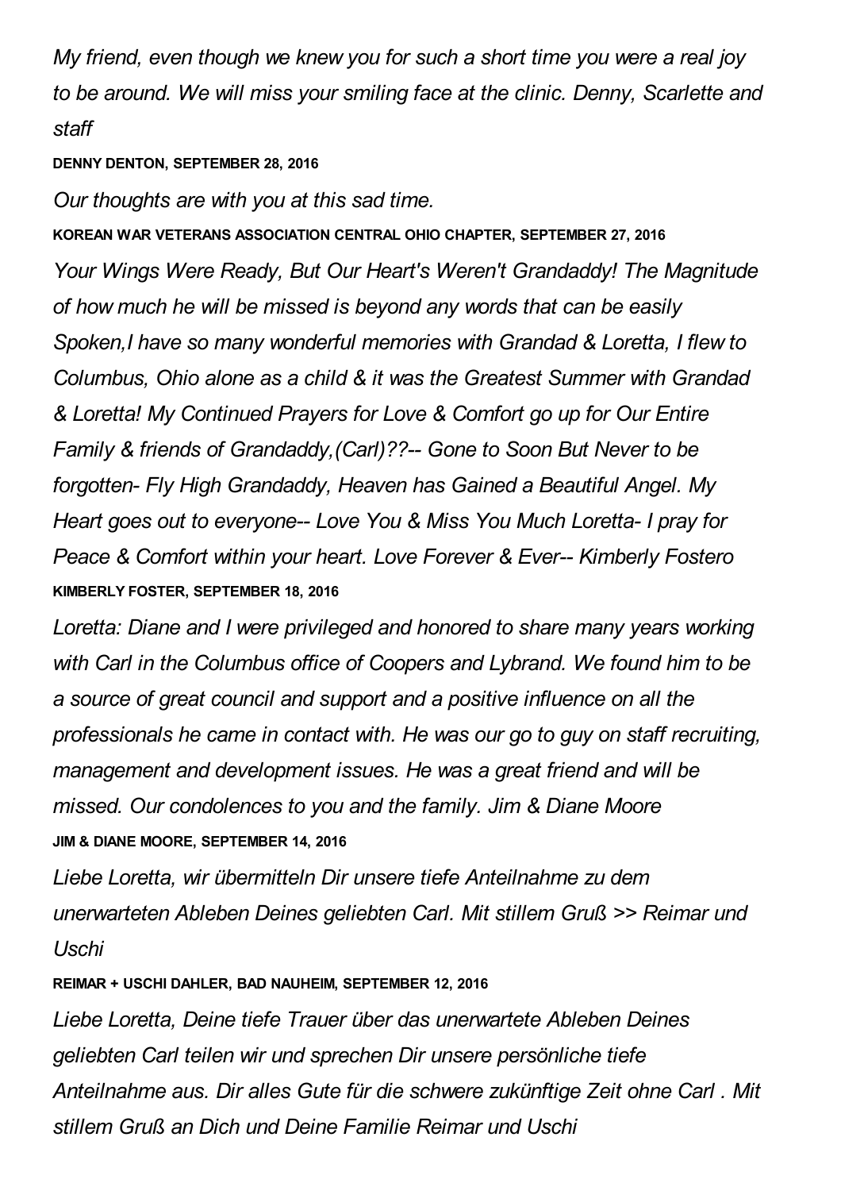*My friend, even though we knew you for such a short time you were a real joy to be around. We will miss your smiling face at the clinic. Denny, Scarlette and staff*

**DENNY DENTON, SEPTEMBER 28, 2016**

*Our thoughts are with you at this sad time.*

**KOREAN WAR VETERANS ASSOCIATION CENTRAL OHIO CHAPTER, SEPTEMBER 27, 2016**

*Your Wings Were Ready, But Our Heart's Weren't Grandaddy! The Magnitude of how much he will be missed is beyond any words that can be easily Spoken,I have so many wonderful memories with Grandad & Loretta, I flew to Columbus, Ohio alone as a child & it was the Greatest Summer with Grandad & Loretta! My Continued Prayers for Love & Comfort go up for Our Entire Family & friends of Grandaddy,(Carl)??-- Gone to Soon But Never to be forgotten- Fly High Grandaddy, Heaven has Gained a Beautiful Angel. My Heart goes out to everyone-- Love You & Miss You Much Loretta- I pray for Peace & Comfort within your heart. Love Forever & Ever-- Kimberly Fostero*

**KIMBERLY FOSTER, SEPTEMBER 18, 2016**

*Loretta: Diane and I were privileged and honored to share many years working with Carl in the Columbus office of Coopers and Lybrand. We found him to be a source of great council and support and a positive influence on all the professionals he came in contact with. He was our go to guy on staff recruiting, management and development issues. He was a great friend and will be missed. Our condolences to you and the family. Jim & Diane Moore*

**JIM & DIANE MOORE, SEPTEMBER 14, 2016**

*Liebe Loretta, wir übermitteln Dir unsere tiefe Anteilnahme zu dem unerwarteten Ableben Deines geliebten Carl. Mit stillem Gruß >> Reimar und Uschi*

**REIMAR + USCHI DAHLER, BAD NAUHEIM, SEPTEMBER 12, 2016**

*Liebe Loretta, Deine tiefe Trauer über das unerwartete Ableben Deines geliebten Carl teilen wir und sprechen Dir unsere persönliche tiefe Anteilnahme aus. Dir alles Gute für die schwere zukünftige Zeit ohne Carl . Mit stillem Gruß an Dich und Deine Familie Reimar und Uschi*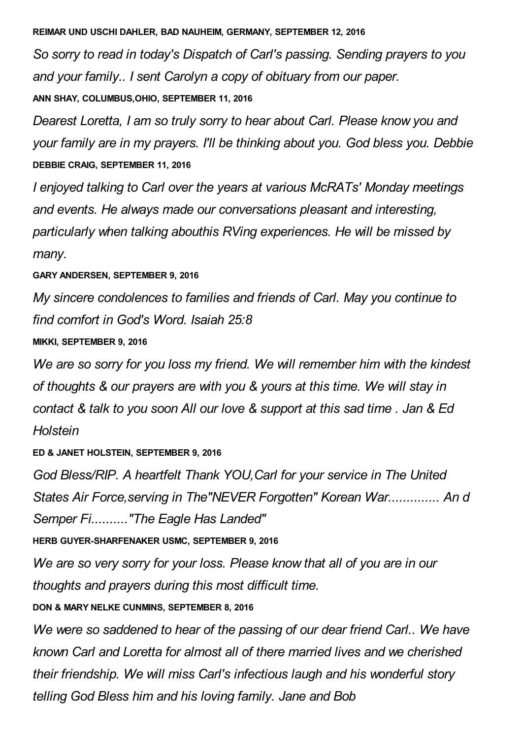**REIMAR UND USCHI DAHLER, BAD NAUHEIM, GERMANY, SEPTEMBER 12, 2016**

*So sorry to read in today's Dispatch of Carl's passing. Sending prayers to you and your family.. I sent Carolyn a copy of obituary from our paper.*

**ANN SHAY, COLUMBUS,OHIO, SEPTEMBER 11, 2016**

*Dearest Loretta, I am so truly sorry to hear about Carl. Please know you and your family are in my prayers. I'll be thinking about you. God bless you. Debbie*

**DEBBIE CRAIG, SEPTEMBER 11, 2016**

*I enjoyed talking to Carl over the years at various McRATs' Monday meetings and events. He always made our conversations pleasant and interesting, particularly when talking abouthis RVing experiences. He will be missed by many.*

**GARY ANDERSEN, SEPTEMBER 9, 2016**

*My sincere condolences to families and friends of Carl. May you continue to find comfort in God's Word. Isaiah 25:8*

**MIKKI, SEPTEMBER 9, 2016**

*We are so sorry for you loss my friend. We will remember him with the kindest of thoughts & our prayers are with you & yours at this time. We will stay in contact & talk to you soon All our love & support at this sad time . Jan & Ed Holstein*

**ED & JANET HOLSTEIN, SEPTEMBER 9, 2016**

*God Bless/RIP. A heartfelt Thank YOU,Carl for your service in The United States Air Force,serving in The"NEVER Forgotten" Korean War.............. An d Semper Fi.........."The Eagle Has Landed"*

**HERB GUYER-SHARFENAKER USMC, SEPTEMBER 9, 2016**

*We are so very sorry for your loss. Please know that all of you are in our thoughts and prayers during this most difficult time.*

**DON & MARY NELKE CUNMINS, SEPTEMBER 8, 2016**

*We were so saddened to hear of the passing of our dear friend Carl.. We have known Carl and Loretta for almost all of there married lives and we cherished their friendship. We will miss Carl's infectious laugh and his wonderful story telling God Bless him and his loving family. Jane and Bob*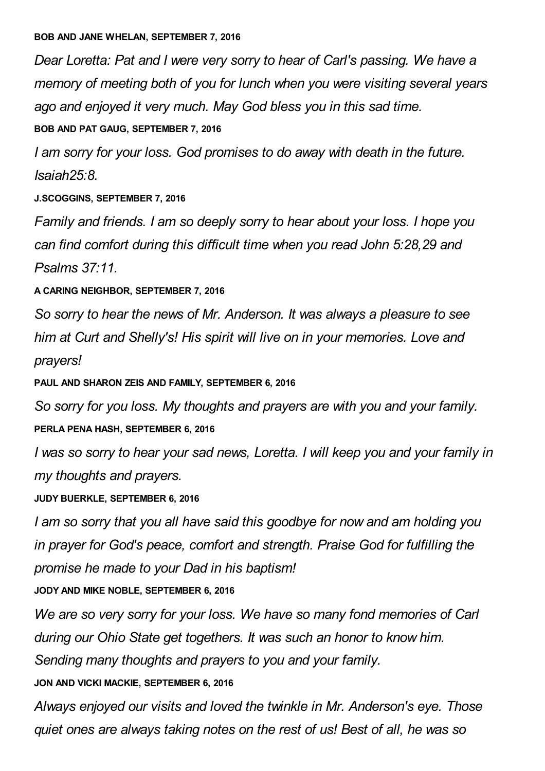**BOB AND JANE WHELAN, SEPTEMBER 7, 2016**

*Dear Loretta: Pat and I were very sorry to hear of Carl's passing. We have a memory of meeting both of you for lunch when you were visiting several years ago and enjoyed it very much. May God bless you in this sad time.*

**BOB AND PAT GAUG, SEPTEMBER 7, 2016**

*I am sorry for your loss. God promises to do away with death in the future. Isaiah25:8.*

**J.SCOGGINS, SEPTEMBER 7, 2016**

*Family and friends. I am so deeply sorry to hear about your loss. I hope you can find comfort during this difficult time when you read John 5:28,29 and Psalms 37:11.*

**A CARING NEIGHBOR, SEPTEMBER 7, 2016**

*So sorry to hear the news of Mr. Anderson. It was always a pleasure to see him at Curt and Shelly's! His spirit will live on in your memories. Love and prayers!*

**PAUL AND SHARON ZEIS AND FAMILY, SEPTEMBER 6, 2016**

*So sorry for you loss. My thoughts and prayers are with you and your family.*

**PERLA PENA HASH, SEPTEMBER 6, 2016**

*I was so sorry to hear your sad news, Loretta. I will keep you and your family in my thoughts and prayers.*

**JUDY BUERKLE, SEPTEMBER 6, 2016**

*I am so sorry that you all have said this goodbye for now and am holding you in prayer for God's peace, comfort and strength. Praise God for fulfilling the promise he made to your Dad in his baptism!*

**JODY AND MIKE NOBLE, SEPTEMBER 6, 2016**

*We are so very sorry for your loss. We have so many fond memories of Carl during our Ohio State get togethers. It was such an honor to know him. Sending many thoughts and prayers to you and your family.*

**JON AND VICKI MACKIE, SEPTEMBER 6, 2016**

*Always enjoyed our visits and loved the twinkle in Mr. Anderson's eye. Those quiet ones are always taking notes on the rest of us! Best of all, he was so*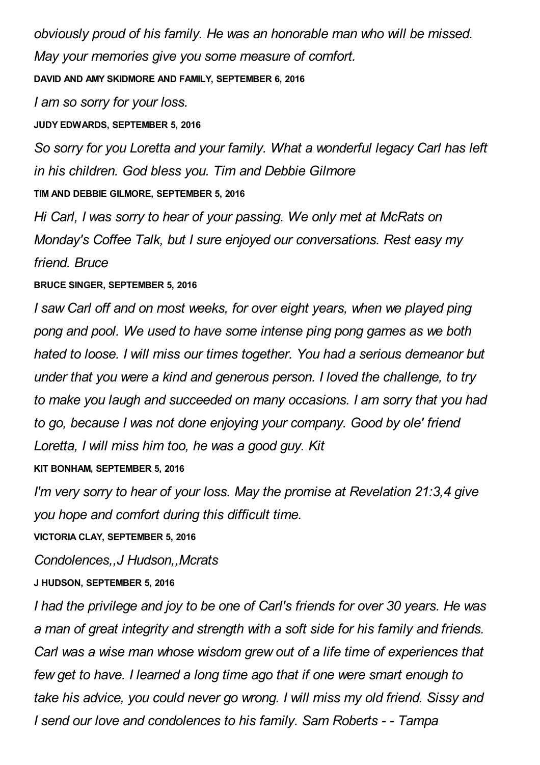*obviously proud of his family. He was an honorable man who will be missed. May your memories give you some measure of comfort.*

**DAVID AND AMY SKIDMORE AND FAMILY, SEPTEMBER 6, 2016**

*I am so sorry for your loss.*

**JUDY EDWARDS, SEPTEMBER 5, 2016**

*So sorry for you Loretta and your family. What a wonderful legacy Carl has left in his children. God bless you. Tim and Debbie Gilmore*

**TIM AND DEBBIE GILMORE, SEPTEMBER 5, 2016**

*Hi Carl, I was sorry to hear of your passing. We only met at McRats on Monday's Coffee Talk, but I sure enjoyed our conversations. Rest easy my friend. Bruce*

**BRUCE SINGER, SEPTEMBER 5, 2016**

*I saw Carl off and on most weeks, for over eight years, when we played ping pong and pool. We used to have some intense ping pong games as we both hated to loose. I will miss our times together. You had a serious demeanor but under that you were a kind and generous person. I loved the challenge, to try to make you laugh and succeeded on many occasions. I am sorry that you had to go, because I was not done enjoying your company. Good by ole' friend Loretta, I will miss him too, he was a good guy. Kit*

**KIT BONHAM, SEPTEMBER 5, 2016**

*I'm very sorry to hear of your loss. May the promise at Revelation 21:3,4 give you hope and comfort during this difficult time.*

**VICTORIA CLAY, SEPTEMBER 5, 2016**

*Condolences,,J Hudson,,Mcrats*

**J HUDSON, SEPTEMBER 5, 2016**

*I had the privilege and joy to be one of Carl's friends for over 30 years. He was a man of great integrity and strength with a soft side for his family and friends. Carl was a wise man whose wisdom grew out of a life time of experiences that few get to have. I learned a long time ago that if one were smart enough to take his advice, you could never go wrong. I will miss my old friend. Sissy and I send our love and condolences to his family. Sam Roberts - - Tampa*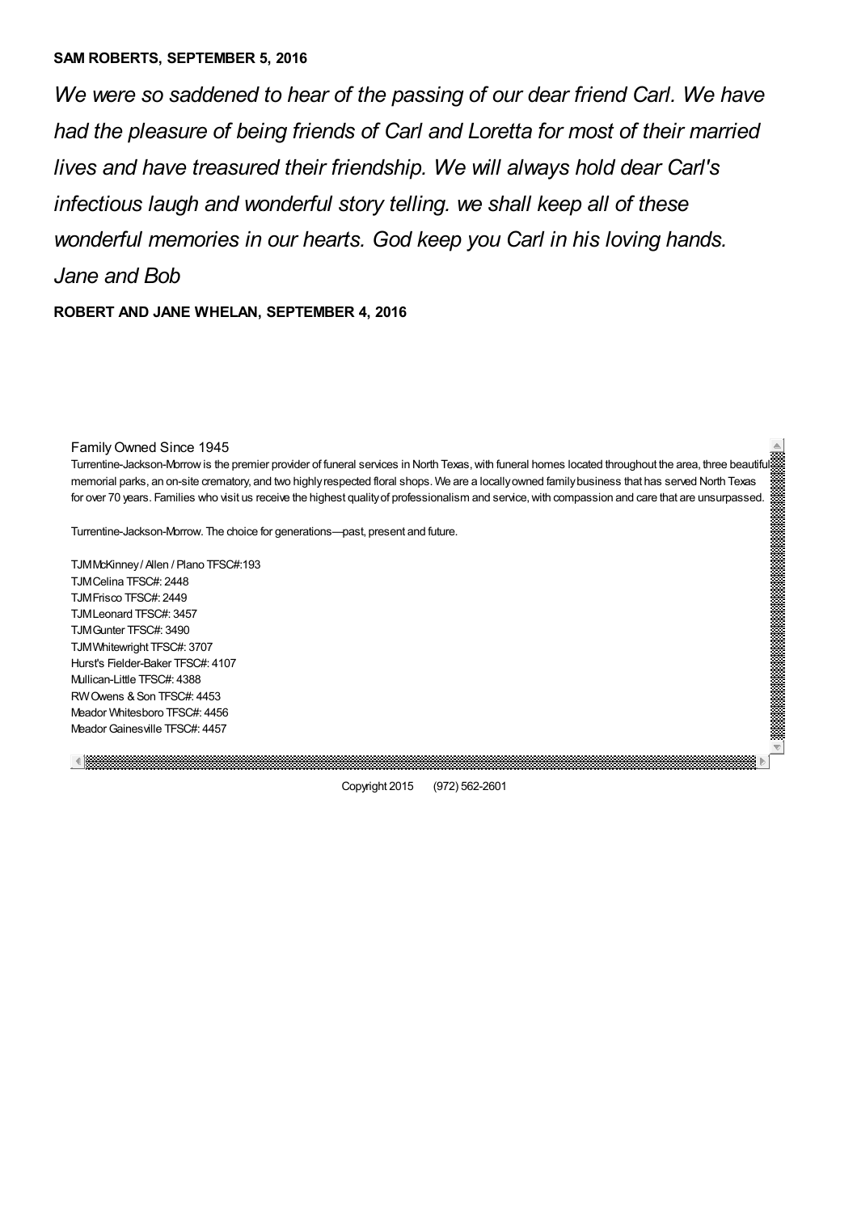**SAM ROBERTS, SEPTEMBER 5, 2016**

*We were so saddened to hear of the passing of our dear friend Carl. We have had the pleasure of being friends of Carl and Loretta for most of their married lives and have treasured their friendship. We will always hold dear Carl's infectious laugh and wonderful story telling. we shall keep all of these wonderful memories in our hearts. God keep you Carl in his loving hands. Jane and Bob*

**ROBERT AND JANE WHELAN, SEPTEMBER 4, 2016**

Family Owned Since 1945

Turrentine-Jackson-Morrow is the premier provider of funeral services in North Texas, with funeral homes located throughout the area, three beautiful memorial parks, an on-site crematory, and two highly respected floral shops. We are a locally owned family business that has served North Texas for over 70 years. Families who visit us receive the highest quality of professionalism and service, with compassion and care that are unsurpassed.

Turrentine-Jackson-Morrow. The choice for generations—past, present and future.

TJM McKinney / Allen / Plano TFSC#:193
TJM Celina TFSC#: 2448
TJM Frisco TFSC#: 2449
TJM Leonard TFSC#: 3457
TJM Gunter TFSC#: 3490
TJM Whitewright TFSC#: 3707
Hurst's Fielder-Baker TFSC#: 4107
Mullican-Little TFSC#: 4388
RW Owens & Son TFSC#: 4453
Meador Whitesboro TFSC#: 4456
Meador Gainesville TFSC#: 4457

Copyright 2015 (972) 562-2601